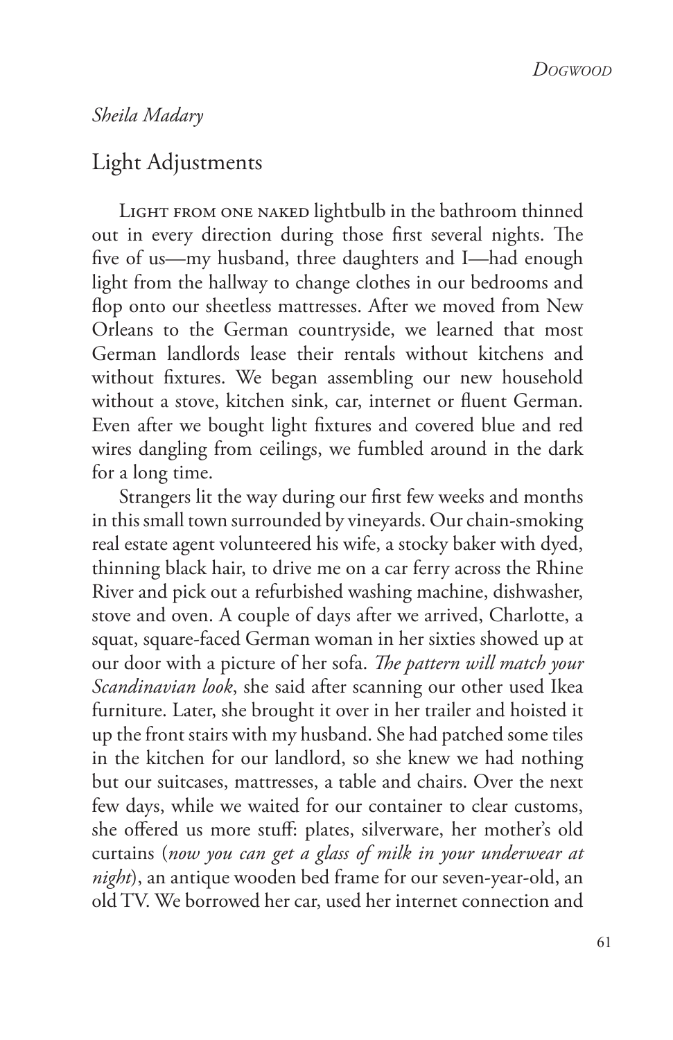*Sheila Madary*

## Light Adjustments

LIGHT FROM ONE NAKED lightbulb in the bathroom thinned out in every direction during those first several nights. The five of us—my husband, three daughters and I—had enough light from the hallway to change clothes in our bedrooms and flop onto our sheetless mattresses. After we moved from New Orleans to the German countryside, we learned that most German landlords lease their rentals without kitchens and without fixtures. We began assembling our new household without a stove, kitchen sink, car, internet or fluent German. Even after we bought light fixtures and covered blue and red wires dangling from ceilings, we fumbled around in the dark for a long time.

Strangers lit the way during our first few weeks and months in this small town surrounded by vineyards. Our chain-smoking real estate agent volunteered his wife, a stocky baker with dyed, thinning black hair, to drive me on a car ferry across the Rhine River and pick out a refurbished washing machine, dishwasher, stove and oven. A couple of days after we arrived, Charlotte, a squat, square-faced German woman in her sixties showed up at our door with a picture of her sofa. *The pattern will match your Scandinavian look*, she said after scanning our other used Ikea furniture. Later, she brought it over in her trailer and hoisted it up the front stairs with my husband. She had patched some tiles in the kitchen for our landlord, so she knew we had nothing but our suitcases, mattresses, a table and chairs. Over the next few days, while we waited for our container to clear customs, she offered us more stuff: plates, silverware, her mother's old curtains (*now you can get a glass of milk in your underwear at night*), an antique wooden bed frame for our seven-year-old, an old TV. We borrowed her car, used her internet connection and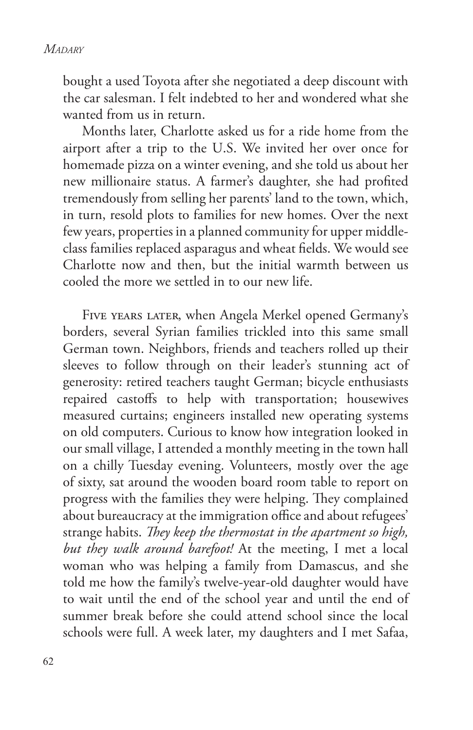bought a used Toyota after she negotiated a deep discount with the car salesman. I felt indebted to her and wondered what she wanted from us in return.

Months later, Charlotte asked us for a ride home from the airport after a trip to the U.S. We invited her over once for homemade pizza on a winter evening, and she told us about her new millionaire status. A farmer's daughter, she had profited tremendously from selling her parents' land to the town, which, in turn, resold plots to families for new homes. Over the next few years, properties in a planned community for upper middle-class families replaced asparagus and wheat fields. We would see Charlotte now and then, but the initial warmth between us cooled the more we settled in to our new life.

Five years later, when Angela Merkel opened Germany's borders, several Syrian families trickled into this same small German town. Neighbors, friends and teachers rolled up their sleeves to follow through on their leader's stunning act of generosity: retired teachers taught German; bicycle enthusiasts repaired castoffs to help with transportation; housewives measured curtains; engineers installed new operating systems on old computers. Curious to know how integration looked in our small village, I attended a monthly meeting in the town hall on a chilly Tuesday evening. Volunteers, mostly over the age of sixty, sat around the wooden board room table to report on progress with the families they were helping. They complained about bureaucracy at the immigration office and about refugees' strange habits. *They keep the thermostat in the apartment so high, but they walk around barefoot!* At the meeting, I met a local woman who was helping a family from Damascus, and she told me how the family's twelve-year-old daughter would have to wait until the end of the school year and until the end of summer break before she could attend school since the local schools were full. A week later, my daughters and I met Safaa,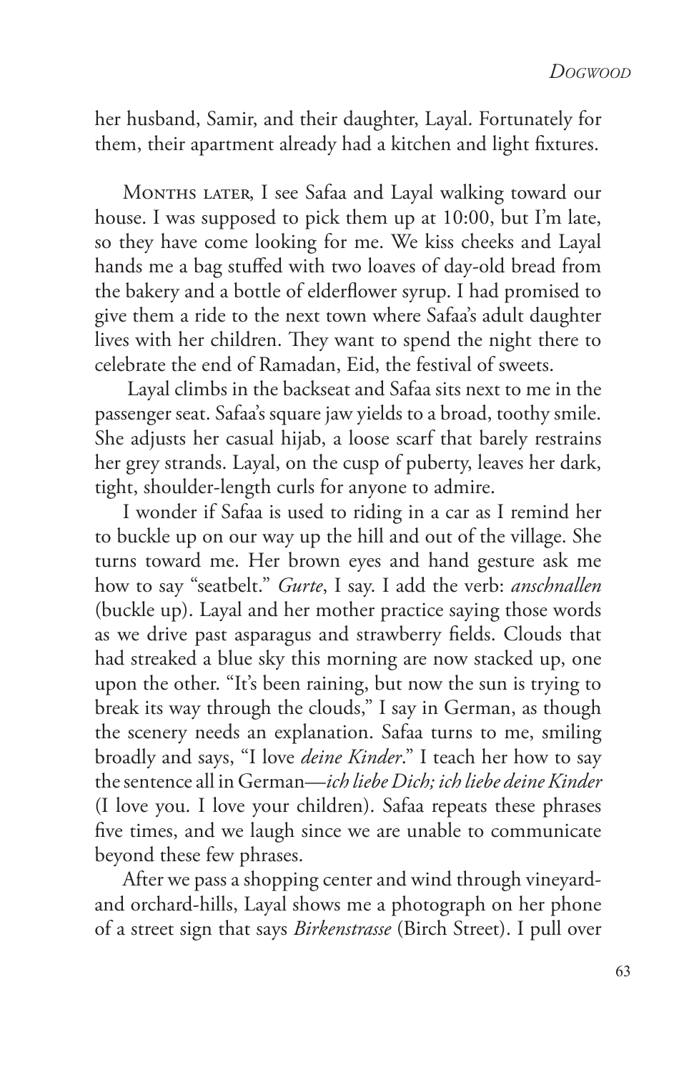her husband, Samir, and their daughter, Layal. Fortunately for them, their apartment already had a kitchen and light fixtures.

Months later, I see Safaa and Layal walking toward our house. I was supposed to pick them up at 10:00, but I'm late, so they have come looking for me. We kiss cheeks and Layal hands me a bag stuffed with two loaves of day-old bread from the bakery and a bottle of elderflower syrup. I had promised to give them a ride to the next town where Safaa's adult daughter lives with her children. They want to spend the night there to celebrate the end of Ramadan, Eid, the festival of sweets.

Layal climbs in the backseat and Safaa sits next to me in the passenger seat. Safaa's square jaw yields to a broad, toothy smile. She adjusts her casual hijab, a loose scarf that barely restrains her grey strands. Layal, on the cusp of puberty, leaves her dark, tight, shoulder-length curls for anyone to admire.

I wonder if Safaa is used to riding in a car as I remind her to buckle up on our way up the hill and out of the village. She turns toward me. Her brown eyes and hand gesture ask me how to say "seatbelt." *Gurte*, I say. I add the verb: *anschnallen* (buckle up). Layal and her mother practice saying those words as we drive past asparagus and strawberry fields. Clouds that had streaked a blue sky this morning are now stacked up, one upon the other. "It's been raining, but now the sun is trying to break its way through the clouds," I say in German, as though the scenery needs an explanation. Safaa turns to me, smiling broadly and says, "I love *deine Kinder*." I teach her how to say the sentence all in German—*ich liebe Dich; ich liebe deine Kinder* (I love you. I love your children). Safaa repeats these phrases five times, and we laugh since we are unable to communicate beyond these few phrases.

After we pass a shopping center and wind through vineyard- and orchard-hills, Layal shows me a photograph on her phone of a street sign that says *Birkenstrasse* (Birch Street). I pull over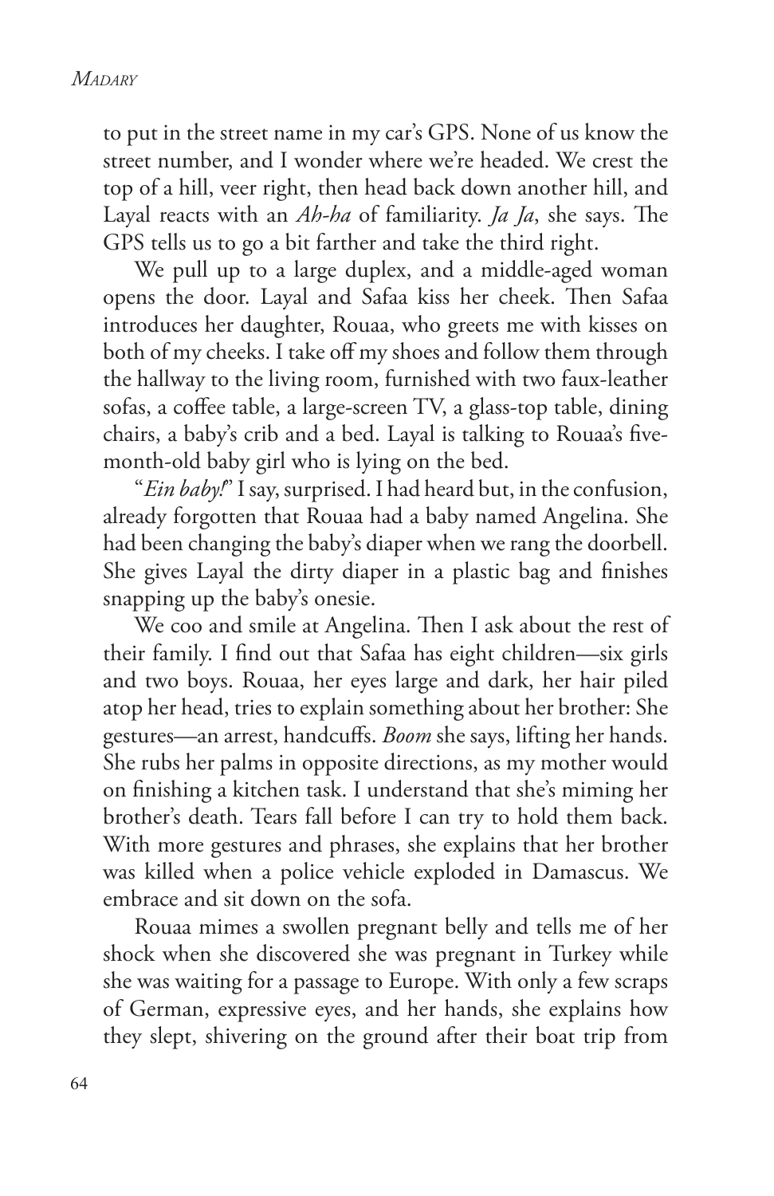to put in the street name in my car's GPS. None of us know the street number, and I wonder where we're headed. We crest the top of a hill, veer right, then head back down another hill, and Layal reacts with an *Ah-ha* of familiarity. *Ja Ja*, she says. The GPS tells us to go a bit farther and take the third right.

We pull up to a large duplex, and a middle-aged woman opens the door. Layal and Safaa kiss her cheek. Then Safaa introduces her daughter, Rouaa, who greets me with kisses on both of my cheeks. I take off my shoes and follow them through the hallway to the living room, furnished with two faux-leather sofas, a coffee table, a large-screen TV, a glass-top table, dining chairs, a baby's crib and a bed. Layal is talking to Rouaa's five-month-old baby girl who is lying on the bed.

"*Ein baby!*" I say, surprised. I had heard but, in the confusion, already forgotten that Rouaa had a baby named Angelina. She had been changing the baby's diaper when we rang the doorbell. She gives Layal the dirty diaper in a plastic bag and finishes snapping up the baby's onesie.

We coo and smile at Angelina. Then I ask about the rest of their family. I find out that Safaa has eight children—six girls and two boys. Rouaa, her eyes large and dark, her hair piled atop her head, tries to explain something about her brother: She gestures—an arrest, handcuffs. *Boom* she says, lifting her hands. She rubs her palms in opposite directions, as my mother would on finishing a kitchen task. I understand that she's miming her brother's death. Tears fall before I can try to hold them back. With more gestures and phrases, she explains that her brother was killed when a police vehicle exploded in Damascus. We embrace and sit down on the sofa.

Rouaa mimes a swollen pregnant belly and tells me of her shock when she discovered she was pregnant in Turkey while she was waiting for a passage to Europe. With only a few scraps of German, expressive eyes, and her hands, she explains how they slept, shivering on the ground after their boat trip from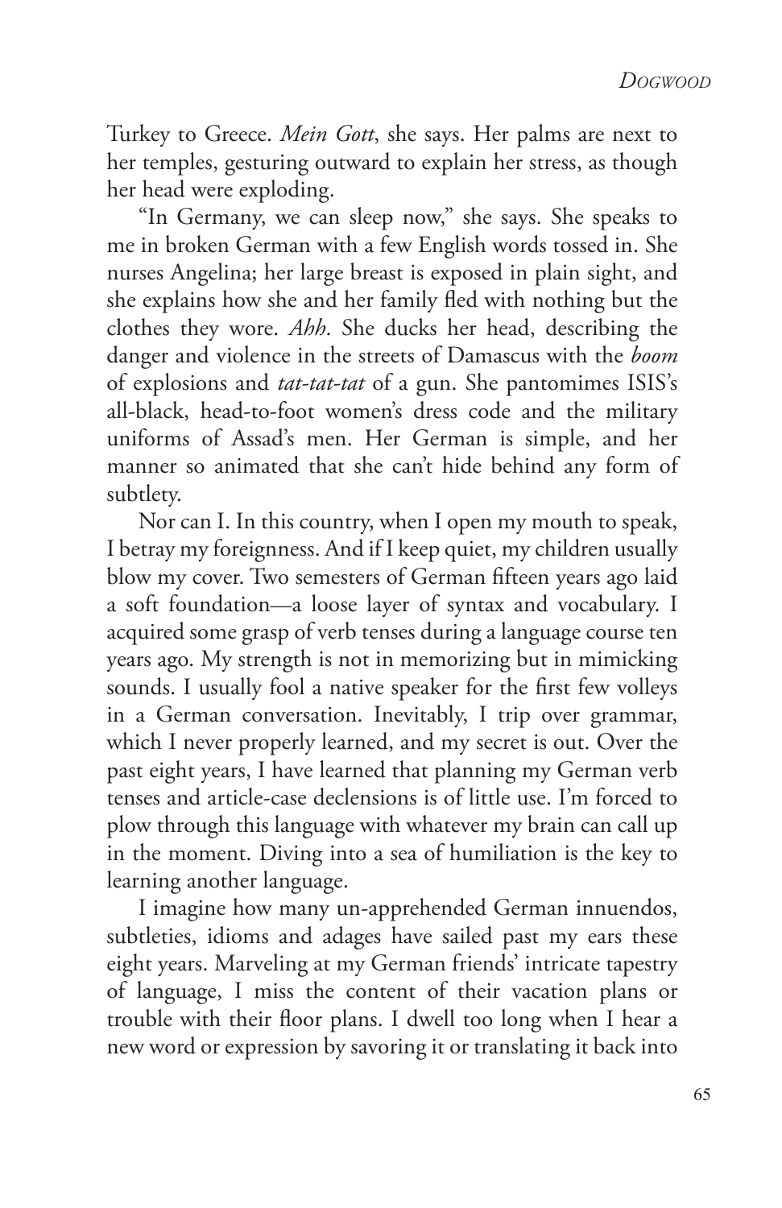Turkey to Greece. *Mein Gott*, she says. Her palms are next to her temples, gesturing outward to explain her stress, as though her head were exploding.

"In Germany, we can sleep now," she says. She speaks to me in broken German with a few English words tossed in. She nurses Angelina; her large breast is exposed in plain sight, and she explains how she and her family fled with nothing but the clothes they wore. *Ahh*. She ducks her head, describing the danger and violence in the streets of Damascus with the *boom* of explosions and *tat-tat-tat* of a gun. She pantomimes ISIS's all-black, head-to-foot women's dress code and the military uniforms of Assad's men. Her German is simple, and her manner so animated that she can't hide behind any form of subtlety.

Nor can I. In this country, when I open my mouth to speak, I betray my foreignness. And if I keep quiet, my children usually blow my cover. Two semesters of German fifteen years ago laid a soft foundation—a loose layer of syntax and vocabulary. I acquired some grasp of verb tenses during a language course ten years ago. My strength is not in memorizing but in mimicking sounds. I usually fool a native speaker for the first few volleys in a German conversation. Inevitably, I trip over grammar, which I never properly learned, and my secret is out. Over the past eight years, I have learned that planning my German verb tenses and article-case declensions is of little use. I'm forced to plow through this language with whatever my brain can call up in the moment. Diving into a sea of humiliation is the key to learning another language.

I imagine how many un-apprehended German innuendos, subtleties, idioms and adages have sailed past my ears these eight years. Marveling at my German friends' intricate tapestry of language, I miss the content of their vacation plans or trouble with their floor plans. I dwell too long when I hear a new word or expression by savoring it or translating it back into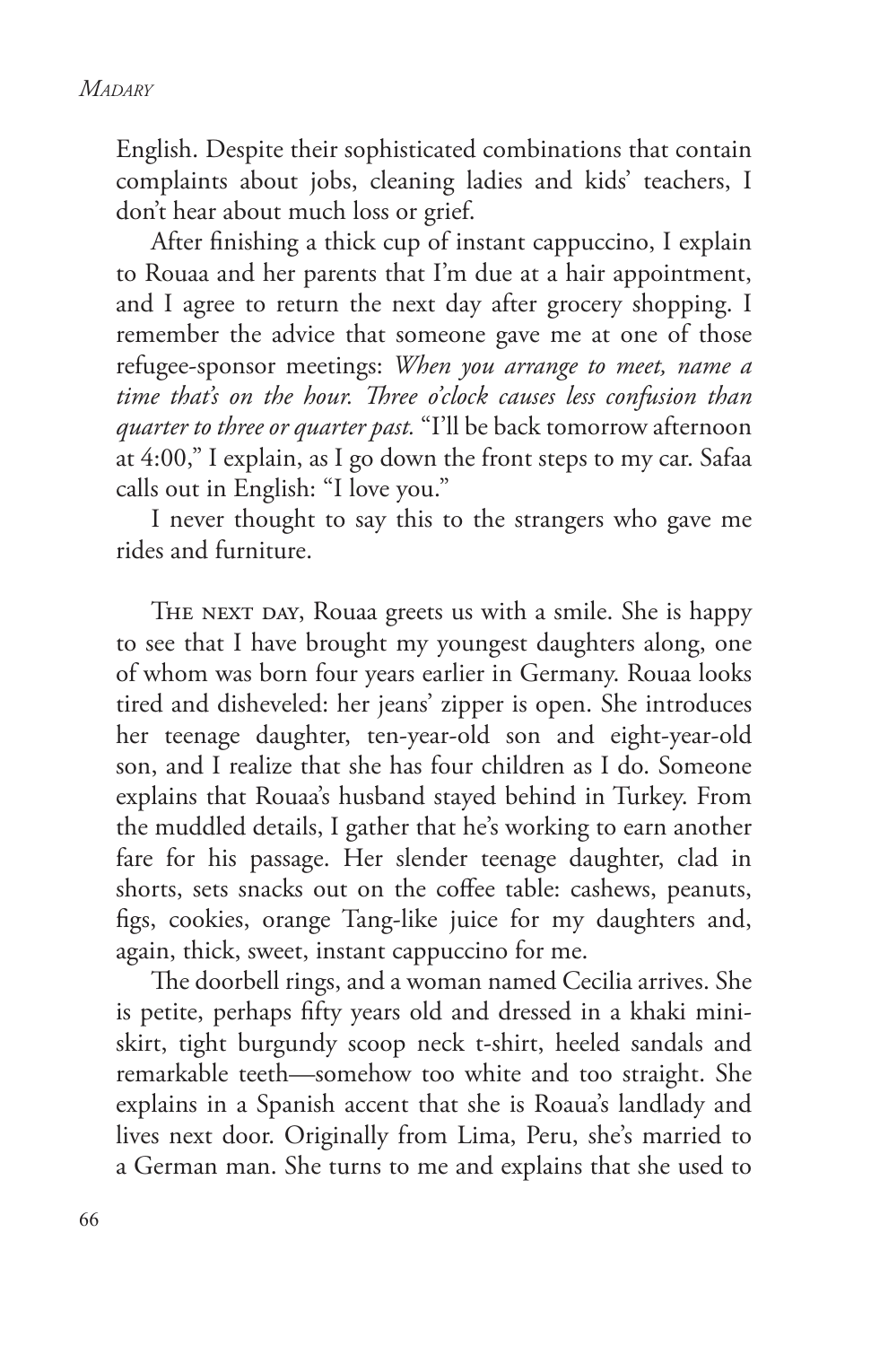English. Despite their sophisticated combinations that contain complaints about jobs, cleaning ladies and kids' teachers, I don't hear about much loss or grief.

After finishing a thick cup of instant cappuccino, I explain to Rouaa and her parents that I'm due at a hair appointment, and I agree to return the next day after grocery shopping. I remember the advice that someone gave me at one of those refugee-sponsor meetings: *When you arrange to meet, name a time that's on the hour. Three o'clock causes less confusion than quarter to three or quarter past.* "I'll be back tomorrow afternoon at 4:00," I explain, as I go down the front steps to my car. Safaa calls out in English: "I love you."

I never thought to say this to the strangers who gave me rides and furniture.

The next day, Rouaa greets us with a smile. She is happy to see that I have brought my youngest daughters along, one of whom was born four years earlier in Germany. Rouaa looks tired and disheveled: her jeans' zipper is open. She introduces her teenage daughter, ten-year-old son and eight-year-old son, and I realize that she has four children as I do. Someone explains that Rouaa's husband stayed behind in Turkey. From the muddled details, I gather that he's working to earn another fare for his passage. Her slender teenage daughter, clad in shorts, sets snacks out on the coffee table: cashews, peanuts, figs, cookies, orange Tang-like juice for my daughters and, again, thick, sweet, instant cappuccino for me.

The doorbell rings, and a woman named Cecilia arrives. She is petite, perhaps fifty years old and dressed in a khaki mini-skirt, tight burgundy scoop neck t-shirt, heeled sandals and remarkable teeth—somehow too white and too straight. She explains in a Spanish accent that she is Roaua's landlady and lives next door. Originally from Lima, Peru, she's married to a German man. She turns to me and explains that she used to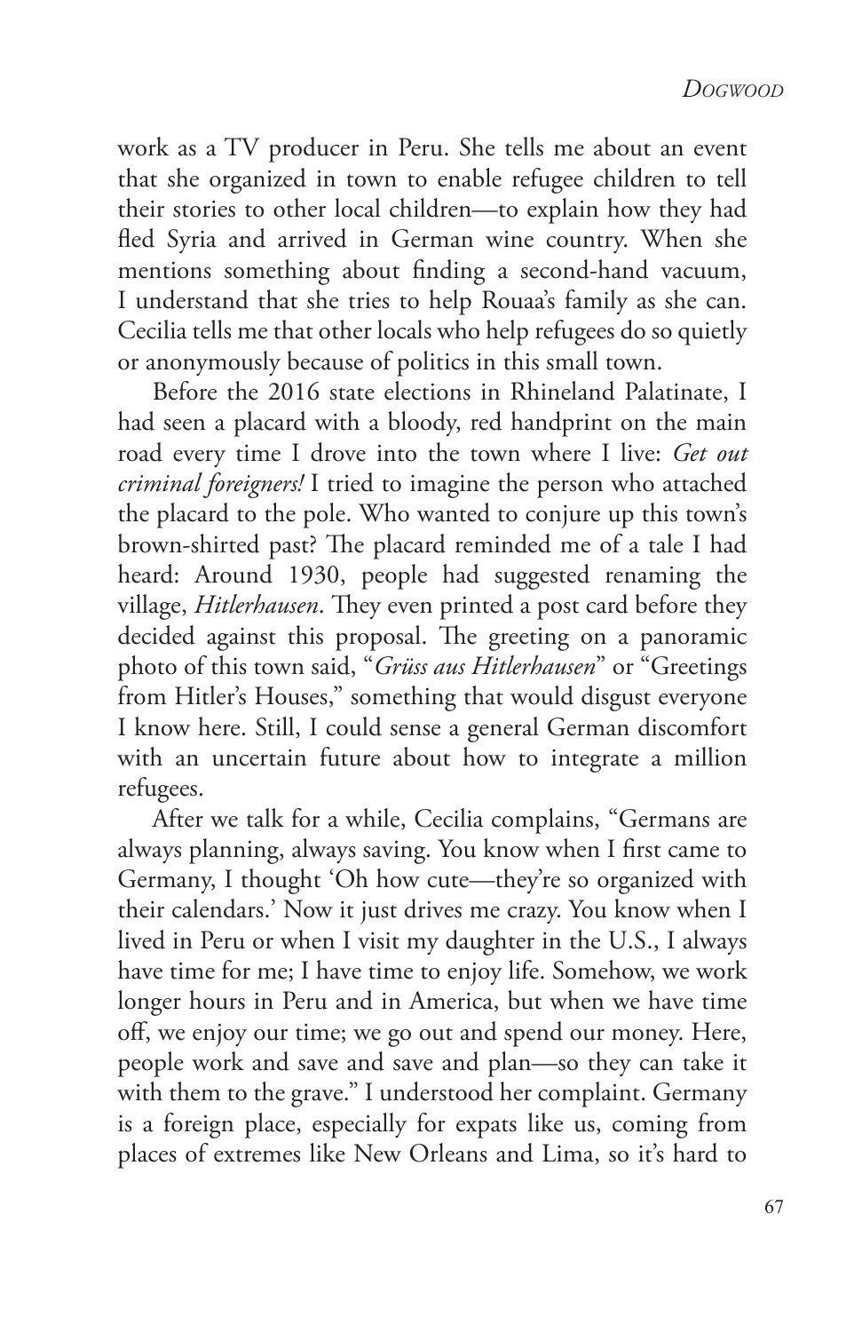work as a TV producer in Peru. She tells me about an event that she organized in town to enable refugee children to tell their stories to other local children—to explain how they had fled Syria and arrived in German wine country. When she mentions something about finding a second-hand vacuum, I understand that she tries to help Rouaa's family as she can. Cecilia tells me that other locals who help refugees do so quietly or anonymously because of politics in this small town.

Before the 2016 state elections in Rhineland Palatinate, I had seen a placard with a bloody, red handprint on the main road every time I drove into the town where I live: *Get out criminal foreigners!* I tried to imagine the person who attached the placard to the pole. Who wanted to conjure up this town's brown-shirted past? The placard reminded me of a tale I had heard: Around 1930, people had suggested renaming the village, *Hitlerhausen*. They even printed a post card before they decided against this proposal. The greeting on a panoramic photo of this town said, "*Grüss aus Hitlerhausen*" or "Greetings from Hitler's Houses," something that would disgust everyone I know here. Still, I could sense a general German discomfort with an uncertain future about how to integrate a million refugees.

After we talk for a while, Cecilia complains, "Germans are always planning, always saving. You know when I first came to Germany, I thought 'Oh how cute—they're so organized with their calendars.' Now it just drives me crazy. You know when I lived in Peru or when I visit my daughter in the U.S., I always have time for me; I have time to enjoy life. Somehow, we work longer hours in Peru and in America, but when we have time off, we enjoy our time; we go out and spend our money. Here, people work and save and save and plan—so they can take it with them to the grave." I understood her complaint. Germany is a foreign place, especially for expats like us, coming from places of extremes like New Orleans and Lima, so it's hard to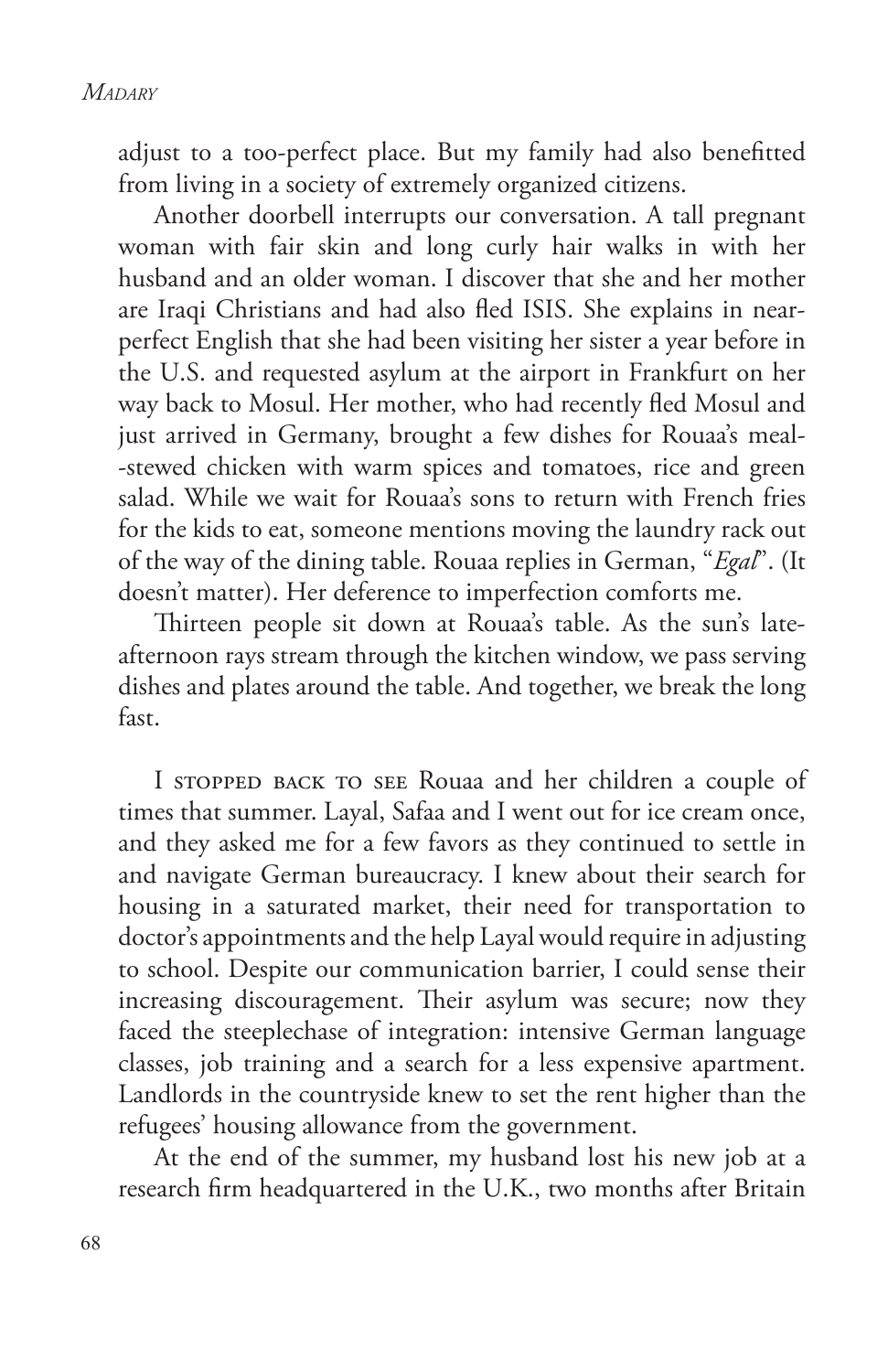adjust to a too-perfect place. But my family had also benefitted from living in a society of extremely organized citizens.

Another doorbell interrupts our conversation. A tall pregnant woman with fair skin and long curly hair walks in with her husband and an older woman. I discover that she and her mother are Iraqi Christians and had also fled ISIS. She explains in near-perfect English that she had been visiting her sister a year before in the U.S. and requested asylum at the airport in Frankfurt on her way back to Mosul. Her mother, who had recently fled Mosul and just arrived in Germany, brought a few dishes for Rouaa's meal--stewed chicken with warm spices and tomatoes, rice and green salad. While we wait for Rouaa's sons to return with French fries for the kids to eat, someone mentions moving the laundry rack out of the way of the dining table. Rouaa replies in German, "*Egal*". (It doesn't matter). Her deference to imperfection comforts me.

Thirteen people sit down at Rouaa's table. As the sun's late-afternoon rays stream through the kitchen window, we pass serving dishes and plates around the table. And together, we break the long fast.

I STOPPED BACK TO SEE Rouaa and her children a couple of times that summer. Layal, Safaa and I went out for ice cream once, and they asked me for a few favors as they continued to settle in and navigate German bureaucracy. I knew about their search for housing in a saturated market, their need for transportation to doctor's appointments and the help Layal would require in adjusting to school. Despite our communication barrier, I could sense their increasing discouragement. Their asylum was secure; now they faced the steeplechase of integration: intensive German language classes, job training and a search for a less expensive apartment. Landlords in the countryside knew to set the rent higher than the refugees' housing allowance from the government.

At the end of the summer, my husband lost his new job at a research firm headquartered in the U.K., two months after Britain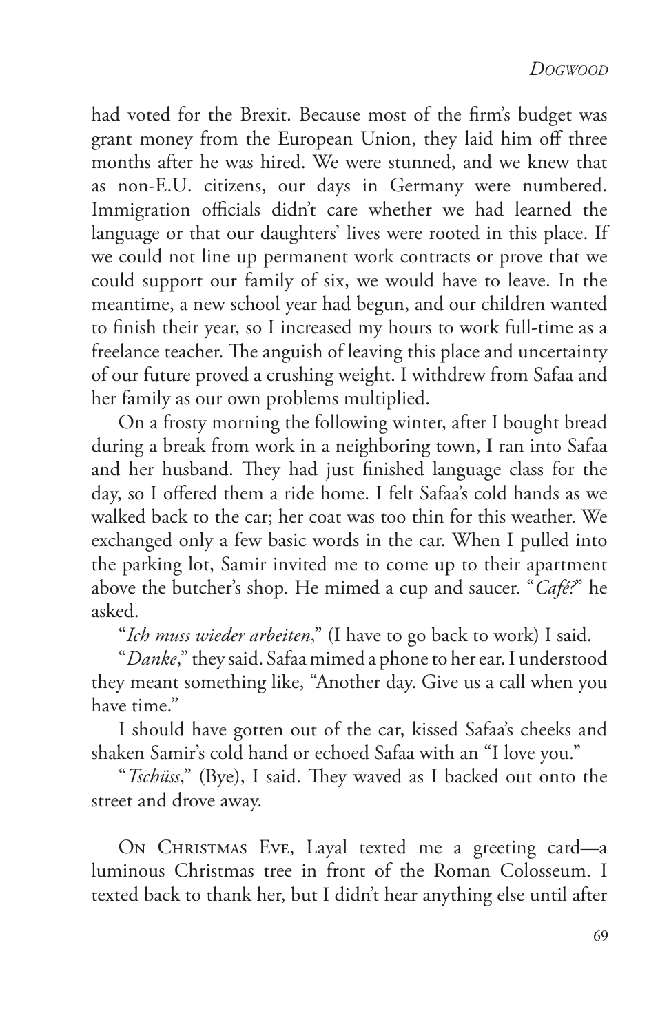had voted for the Brexit. Because most of the firm's budget was grant money from the European Union, they laid him off three months after he was hired. We were stunned, and we knew that as non-E.U. citizens, our days in Germany were numbered. Immigration officials didn't care whether we had learned the language or that our daughters' lives were rooted in this place. If we could not line up permanent work contracts or prove that we could support our family of six, we would have to leave. In the meantime, a new school year had begun, and our children wanted to finish their year, so I increased my hours to work full-time as a freelance teacher. The anguish of leaving this place and uncertainty of our future proved a crushing weight. I withdrew from Safaa and her family as our own problems multiplied.

On a frosty morning the following winter, after I bought bread during a break from work in a neighboring town, I ran into Safaa and her husband. They had just finished language class for the day, so I offered them a ride home. I felt Safaa's cold hands as we walked back to the car; her coat was too thin for this weather. We exchanged only a few basic words in the car. When I pulled into the parking lot, Samir invited me to come up to their apartment above the butcher's shop. He mimed a cup and saucer. "*Café?*" he asked.

"*Ich muss wieder arbeiten*," (I have to go back to work) I said.

"*Danke*," they said. Safaa mimed a phone to her ear. I understood they meant something like, "Another day. Give us a call when you have time."

I should have gotten out of the car, kissed Safaa's cheeks and shaken Samir's cold hand or echoed Safaa with an "I love you."

"*Tschüss*," (Bye), I said. They waved as I backed out onto the street and drove away.

On Christmas Eve, Layal texted me a greeting card—a luminous Christmas tree in front of the Roman Colosseum. I texted back to thank her, but I didn't hear anything else until after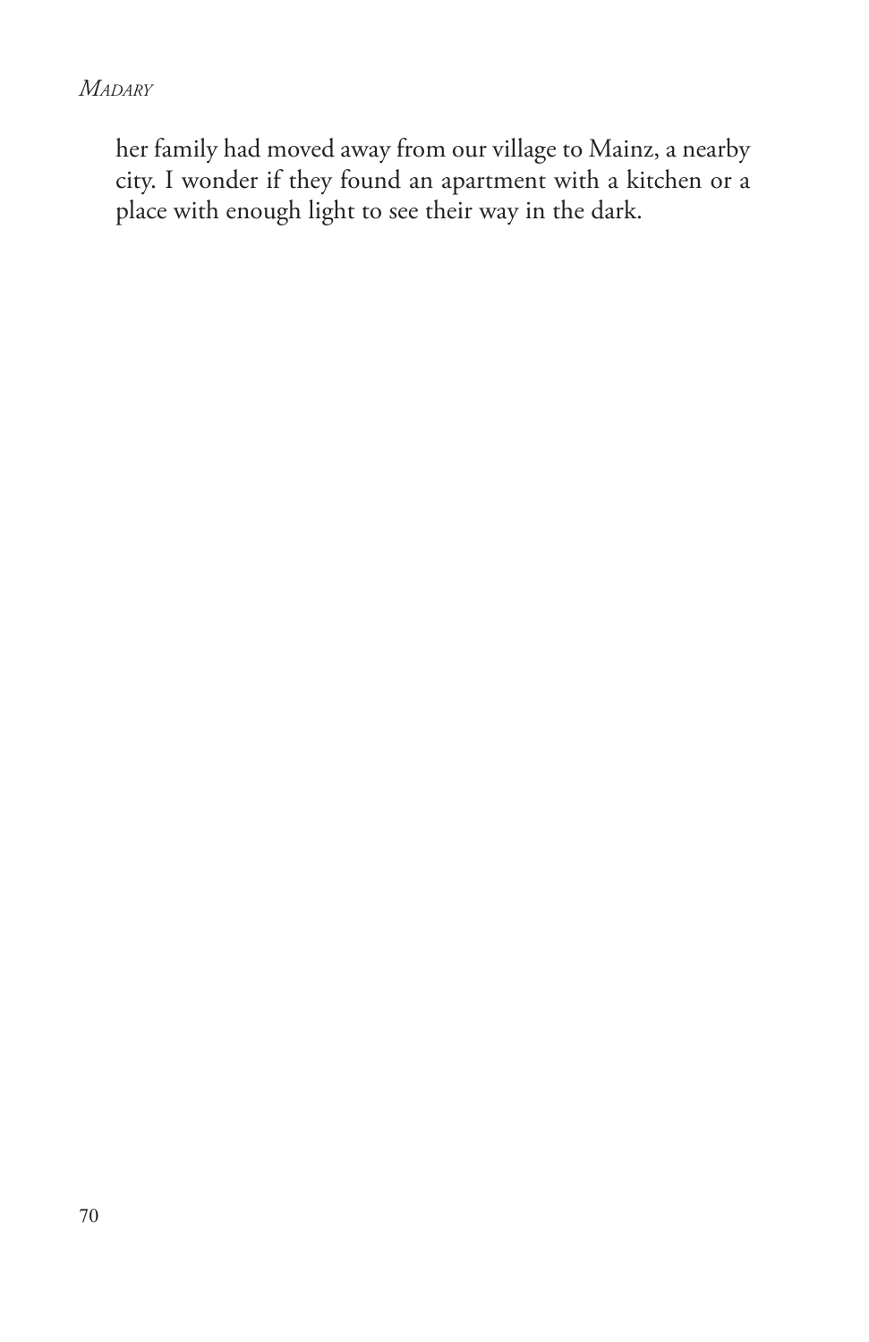her family had moved away from our village to Mainz, a nearby city. I wonder if they found an apartment with a kitchen or a place with enough light to see their way in the dark.